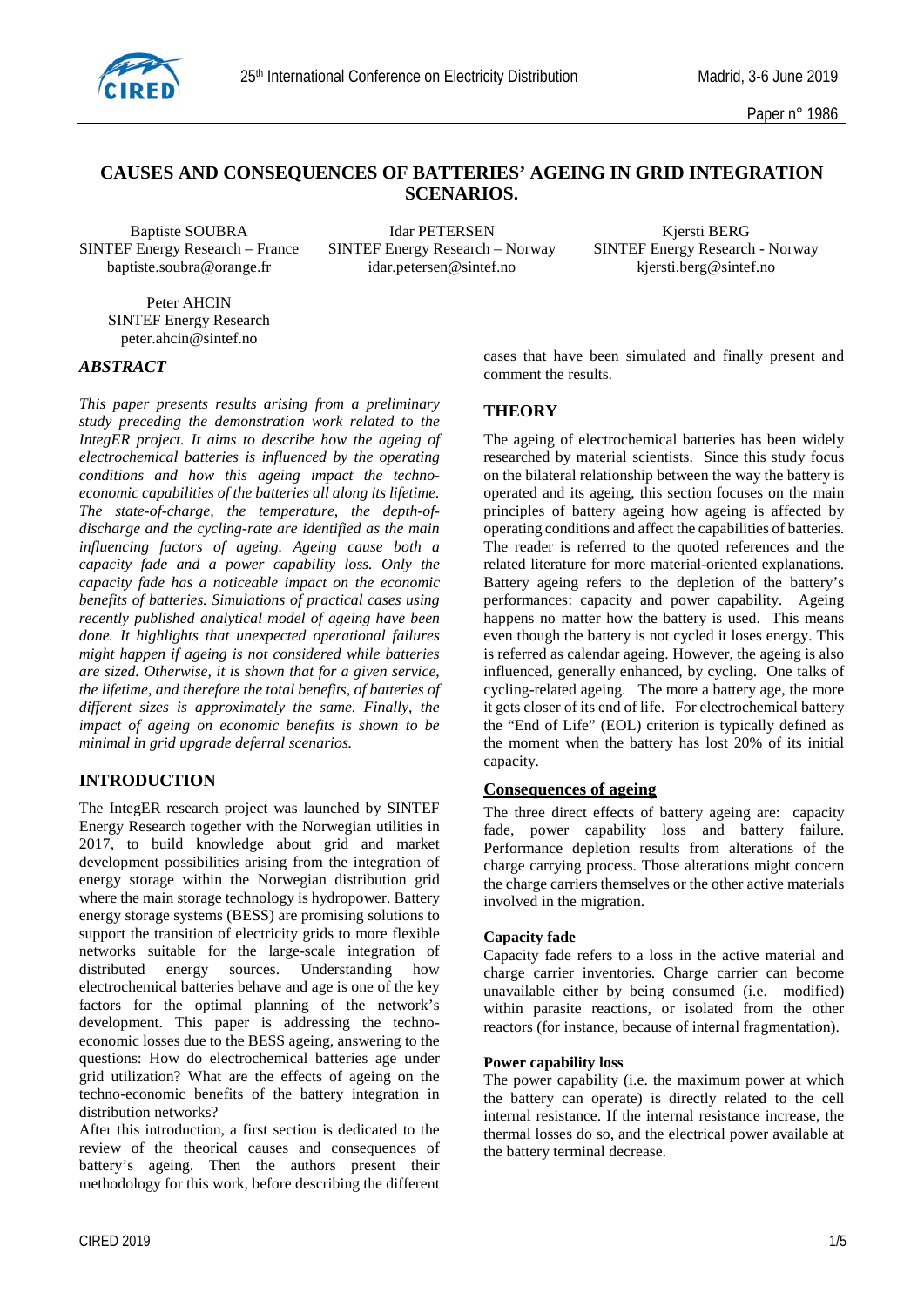# CAUSES AND CONSEQUENCES OF BATTERIES' AGEING IN GRID INTEGRATION SCENARIOS.

Baptiste SOUBRA
SINTEF Energy Research – France
baptiste.soubra@orange.fr

Idar PETERSEN
SINTEF Energy Research – Norway
idar.petersen@sintef.no

Kjersti BERG
SINTEF Energy Research - Norway
kjersti.berg@sintef.no

Peter AHCIN
SINTEF Energy Research
peter.ahcin@sintef.no

## *ABSTRACT*

*This paper presents results arising from a preliminary study preceding the demonstration work related to the IntegER project. It aims to describe how the ageing of electrochemical batteries is influenced by the operating conditions and how this ageing impact the techno-economic capabilities of the batteries all along its lifetime. The state-of-charge, the temperature, the depth-of-discharge and the cycling-rate are identified as the main influencing factors of ageing. Ageing cause both a capacity fade and a power capability loss. Only the capacity fade has a noticeable impact on the economic benefits of batteries. Simulations of practical cases using recently published analytical model of ageing have been done. It highlights that unexpected operational failures might happen if ageing is not considered while batteries are sized. Otherwise, it is shown that for a given service, the lifetime, and therefore the total benefits, of batteries of different sizes is approximately the same. Finally, the impact of ageing on economic benefits is shown to be minimal in grid upgrade deferral scenarios.*

## INTRODUCTION

The IntegER research project was launched by SINTEF Energy Research together with the Norwegian utilities in 2017, to build knowledge about grid and market development possibilities arising from the integration of energy storage within the Norwegian distribution grid where the main storage technology is hydropower. Battery energy storage systems (BESS) are promising solutions to support the transition of electricity grids to more flexible networks suitable for the large-scale integration of distributed energy sources. Understanding how electrochemical batteries behave and age is one of the key factors for the optimal planning of the network's development. This paper is addressing the techno-economic losses due to the BESS ageing, answering to the questions: How do electrochemical batteries age under grid utilization? What are the effects of ageing on the techno-economic benefits of the battery integration in distribution networks?

After this introduction, a first section is dedicated to the review of the theorical causes and consequences of battery's ageing. Then the authors present their methodology for this work, before describing the different cases that have been simulated and finally present and comment the results.

## THEORY

The ageing of electrochemical batteries has been widely researched by material scientists. Since this study focus on the bilateral relationship between the way the battery is operated and its ageing, this section focuses on the main principles of battery ageing how ageing is affected by operating conditions and affect the capabilities of batteries. The reader is referred to the quoted references and the related literature for more material-oriented explanations. Battery ageing refers to the depletion of the battery's performances: capacity and power capability. Ageing happens no matter how the battery is used. This means even though the battery is not cycled it loses energy. This is referred as calendar ageing. However, the ageing is also influenced, generally enhanced, by cycling. One talks of cycling-related ageing. The more a battery age, the more it gets closer of its end of life. For electrochemical battery the "End of Life" (EOL) criterion is typically defined as the moment when the battery has lost 20% of its initial capacity.

### Consequences of ageing

The three direct effects of battery ageing are: capacity fade, power capability loss and battery failure. Performance depletion results from alterations of the charge carrying process. Those alterations might concern the charge carriers themselves or the other active materials involved in the migration.

#### Capacity fade

Capacity fade refers to a loss in the active material and charge carrier inventories. Charge carrier can become unavailable either by being consumed (i.e. modified) within parasite reactions, or isolated from the other reactors (for instance, because of internal fragmentation).

#### Power capability loss

The power capability (i.e. the maximum power at which the battery can operate) is directly related to the cell internal resistance. If the internal resistance increase, the thermal losses do so, and the electrical power available at the battery terminal decrease.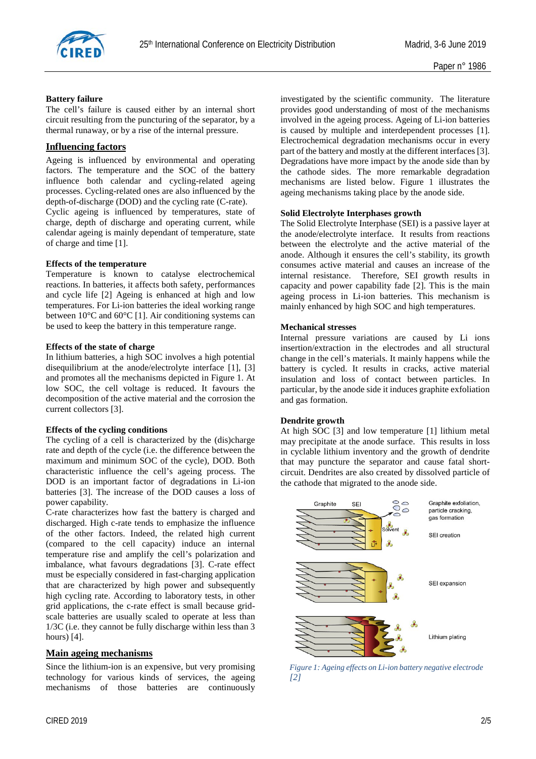**Battery failure**

The cell's failure is caused either by an internal short circuit resulting from the puncturing of the separator, by a thermal runaway, or by a rise of the internal pressure.

## Influencing factors

Ageing is influenced by environmental and operating factors. The temperature and the SOC of the battery influence both calendar and cycling-related ageing processes. Cycling-related ones are also influenced by the depth-of-discharge (DOD) and the cycling rate (C-rate).

Cyclic ageing is influenced by temperatures, state of charge, depth of discharge and operating current, while calendar ageing is mainly dependant of temperature, state of charge and time [1].

**Effects of the temperature**

Temperature is known to catalyse electrochemical reactions. In batteries, it affects both safety, performances and cycle life [2] Ageing is enhanced at high and low temperatures. For Li-ion batteries the ideal working range between 10°C and 60°C [1]. Air conditioning systems can be used to keep the battery in this temperature range.

**Effects of the state of charge**

In lithium batteries, a high SOC involves a high potential disequilibrium at the anode/electrolyte interface [1], [3] and promotes all the mechanisms depicted in Figure 1. At low SOC, the cell voltage is reduced. It favours the decomposition of the active material and the corrosion the current collectors [3].

**Effects of the cycling conditions**

The cycling of a cell is characterized by the (dis)charge rate and depth of the cycle (i.e. the difference between the maximum and minimum SOC of the cycle), DOD. Both characteristic influence the cell's ageing process. The DOD is an important factor of degradations in Li-ion batteries [3]. The increase of the DOD causes a loss of power capability.

C-rate characterizes how fast the battery is charged and discharged. High c-rate tends to emphasize the influence of the other factors. Indeed, the related high current (compared to the cell capacity) induce an internal temperature rise and amplify the cell's polarization and imbalance, what favours degradations [3]. C-rate effect must be especially considered in fast-charging application that are characterized by high power and subsequently high cycling rate. According to laboratory tests, in other grid applications, the c-rate effect is small because grid-scale batteries are usually scaled to operate at less than 1/3C (i.e. they cannot be fully discharge within less than 3 hours) [4].

## Main ageing mechanisms

Since the lithium-ion is an expensive, but very promising technology for various kinds of services, the ageing mechanisms of those batteries are continuously investigated by the scientific community. The literature provides good understanding of most of the mechanisms involved in the ageing process. Ageing of Li-ion batteries is caused by multiple and interdependent processes [1]. Electrochemical degradation mechanisms occur in every part of the battery and mostly at the different interfaces [3]. Degradations have more impact by the anode side than by the cathode sides. The more remarkable degradation mechanisms are listed below. Figure 1 illustrates the ageing mechanisms taking place by the anode side.

**Solid Electrolyte Interphases growth**

The Solid Electrolyte Interphase (SEI) is a passive layer at the anode/electrolyte interface. It results from reactions between the electrolyte and the active material of the anode. Although it ensures the cell's stability, its growth consumes active material and causes an increase of the internal resistance. Therefore, SEI growth results in capacity and power capability fade [2]. This is the main ageing process in Li-ion batteries. This mechanism is mainly enhanced by high SOC and high temperatures.

**Mechanical stresses**

Internal pressure variations are caused by Li ions insertion/extraction in the electrodes and all structural change in the cell's materials. It mainly happens while the battery is cycled. It results in cracks, active material insulation and loss of contact between particles. In particular, by the anode side it induces graphite exfoliation and gas formation.

**Dendrite growth**

At high SOC [3] and low temperature [1] lithium metal may precipitate at the anode surface. This results in loss in cyclable lithium inventory and the growth of dendrite that may puncture the separator and cause fatal short-circuit. Dendrites are also created by dissolved particle of the cathode that migrated to the anode side.

Graphite | SEI | Solvent | $Li^+$ | Graphite exfoliation, particle cracking, gas formation | SEI creation | SEI expansion | Lithium plating

*Figure 1: Ageing effects on Li-ion battery negative electrode [2]*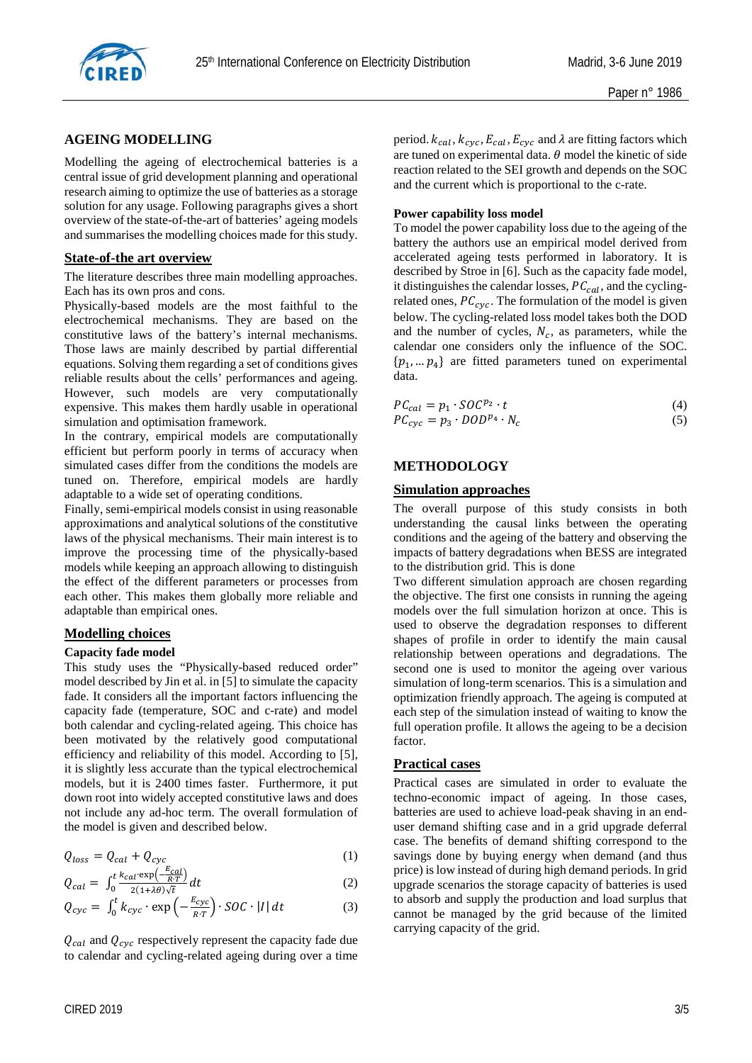## AGEING MODELLING

Modelling the ageing of electrochemical batteries is a central issue of grid development planning and operational research aiming to optimize the use of batteries as a storage solution for any usage. Following paragraphs gives a short overview of the state-of-the-art of batteries' ageing models and summarises the modelling choices made for this study.

### State-of-the art overview

The literature describes three main modelling approaches. Each has its own pros and cons.

Physically-based models are the most faithful to the electrochemical mechanisms. They are based on the constitutive laws of the battery's internal mechanisms. Those laws are mainly described by partial differential equations. Solving them regarding a set of conditions gives reliable results about the cells' performances and ageing. However, such models are very computationally expensive. This makes them hardly usable in operational simulation and optimisation framework.

In the contrary, empirical models are computationally efficient but perform poorly in terms of accuracy when simulated cases differ from the conditions the models are tuned on. Therefore, empirical models are hardly adaptable to a wide set of operating conditions.

Finally, semi-empirical models consist in using reasonable approximations and analytical solutions of the constitutive laws of the physical mechanisms. Their main interest is to improve the processing time of the physically-based models while keeping an approach allowing to distinguish the effect of the different parameters or processes from each other. This makes them globally more reliable and adaptable than empirical ones.

### Modelling choices

**Capacity fade model**

This study uses the "Physically-based reduced order" model described by Jin et al. in [5] to simulate the capacity fade. It considers all the important factors influencing the capacity fade (temperature, SOC and c-rate) and model both calendar and cycling-related ageing. This choice has been motivated by the relatively good computational efficiency and reliability of this model. According to [5], it is slightly less accurate than the typical electrochemical models, but it is 2400 times faster. Furthermore, it put down root into widely accepted constitutive laws and does not include any ad-hoc term. The overall formulation of the model is given and described below.

$$Q_{loss} = Q_{cal} + Q_{cyc} \tag{1}$$

$$Q_{cal} = \int_0^t \frac{k_{cal} \cdot \exp\left(-\frac{E_{cal}}{R \cdot T}\right)}{2(1+\lambda\theta)\sqrt{t}} dt \tag{2}$$

$$Q_{cyc} = \int_0^t k_{cyc} \cdot \exp\left(-\frac{E_{cyc}}{R \cdot T}\right) \cdot SOC \cdot |I| \, dt \tag{3}$$

$Q_{cal}$ and $Q_{cyc}$ respectively represent the capacity fade due to calendar and cycling-related ageing during over a time period. $k_{cal}$, $k_{cyc}$, $E_{cal}$, $E_{cyc}$ and $\lambda$ are fitting factors which are tuned on experimental data. $\theta$ model the kinetic of side reaction related to the SEI growth and depends on the SOC and the current which is proportional to the c-rate.

**Power capability loss model**

To model the power capability loss due to the ageing of the battery the authors use an empirical model derived from accelerated ageing tests performed in laboratory. It is described by Stroe in [6]. Such as the capacity fade model, it distinguishes the calendar losses, $PC_{cal}$, and the cycling-related ones, $PC_{cyc}$. The formulation of the model is given below. The cycling-related loss model takes both the DOD and the number of cycles, $N_c$, as parameters, while the calendar one considers only the influence of the SOC. $\{p_1, \ldots p_4\}$ are fitted parameters tuned on experimental data.

$$PC_{cal} = p_1 \cdot SOC^{p_2} \cdot t \tag{4}$$

$$PC_{cyc} = p_3 \cdot DOD^{p_4} \cdot N_c \tag{5}$$

## METHODOLOGY

### Simulation approaches

The overall purpose of this study consists in both understanding the causal links between the operating conditions and the ageing of the battery and observing the impacts of battery degradations when BESS are integrated to the distribution grid. This is done

Two different simulation approach are chosen regarding the objective. The first one consists in running the ageing models over the full simulation horizon at once. This is used to observe the degradation responses to different shapes of profile in order to identify the main causal relationship between operations and degradations. The second one is used to monitor the ageing over various simulation of long-term scenarios. This is a simulation and optimization friendly approach. The ageing is computed at each step of the simulation instead of waiting to know the full operation profile. It allows the ageing to be a decision factor.

### Practical cases

Practical cases are simulated in order to evaluate the techno-economic impact of ageing. In those cases, batteries are used to achieve load-peak shaving in an end-user demand shifting case and in a grid upgrade deferral case. The benefits of demand shifting correspond to the savings done by buying energy when demand (and thus price) is low instead of during high demand periods. In grid upgrade scenarios the storage capacity of batteries is used to absorb and supply the production and load surplus that cannot be managed by the grid because of the limited carrying capacity of the grid.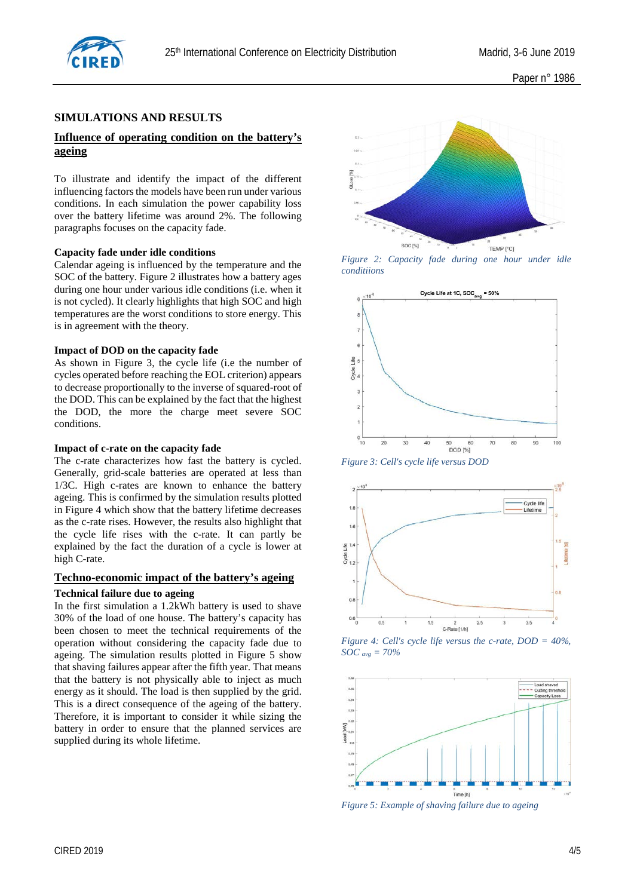## SIMULATIONS AND RESULTS

### Influence of operating condition on the battery's ageing

To illustrate and identify the impact of the different influencing factors the models have been run under various conditions. In each simulation the power capability loss over the battery lifetime was around 2%. The following paragraphs focuses on the capacity fade.

#### Capacity fade under idle conditions

Calendar ageing is influenced by the temperature and the SOC of the battery. Figure 2 illustrates how a battery ages during one hour under various idle conditions (i.e. when it is not cycled). It clearly highlights that high SOC and high temperatures are the worst conditions to store energy. This is in agreement with the theory.

#### Impact of DOD on the capacity fade

As shown in Figure 3, the cycle life (i.e the number of cycles operated before reaching the EOL criterion) appears to decrease proportionally to the inverse of squared-root of the DOD. This can be explained by the fact that the highest the DOD, the more the charge meet severe SOC conditions.

#### Impact of c-rate on the capacity fade

The c-rate characterizes how fast the battery is cycled. Generally, grid-scale batteries are operated at less than 1/3C. High c-rates are known to enhance the battery ageing. This is confirmed by the simulation results plotted in Figure 4 which show that the battery lifetime decreases as the c-rate rises. However, the results also highlight that the cycle life rises with the c-rate. It can partly be explained by the fact the duration of a cycle is lower at high C-rate.

### Techno-economic impact of the battery's ageing

#### Technical failure due to ageing

In the first simulation a 1.2kWh battery is used to shave 30% of the load of one house. The battery's capacity has been chosen to meet the technical requirements of the operation without considering the capacity fade due to ageing. The simulation results plotted in Figure 5 show that shaving failures appear after the fifth year. That means that the battery is not physically able to inject as much energy as it should. The load is then supplied by the grid. This is a direct consequence of the ageing of the battery. Therefore, it is important to consider it while sizing the battery in order to ensure that the planned services are supplied during its whole lifetime.

*Figure 2: Capacity fade during one hour under idle conditiions*

*Figure 3: Cell's cycle life versus DOD*

*Figure 4: Cell's cycle life versus the c-rate, DOD = 40%, $SOC_{avg}$ = 70%*

*Figure 5: Example of shaving failure due to ageing*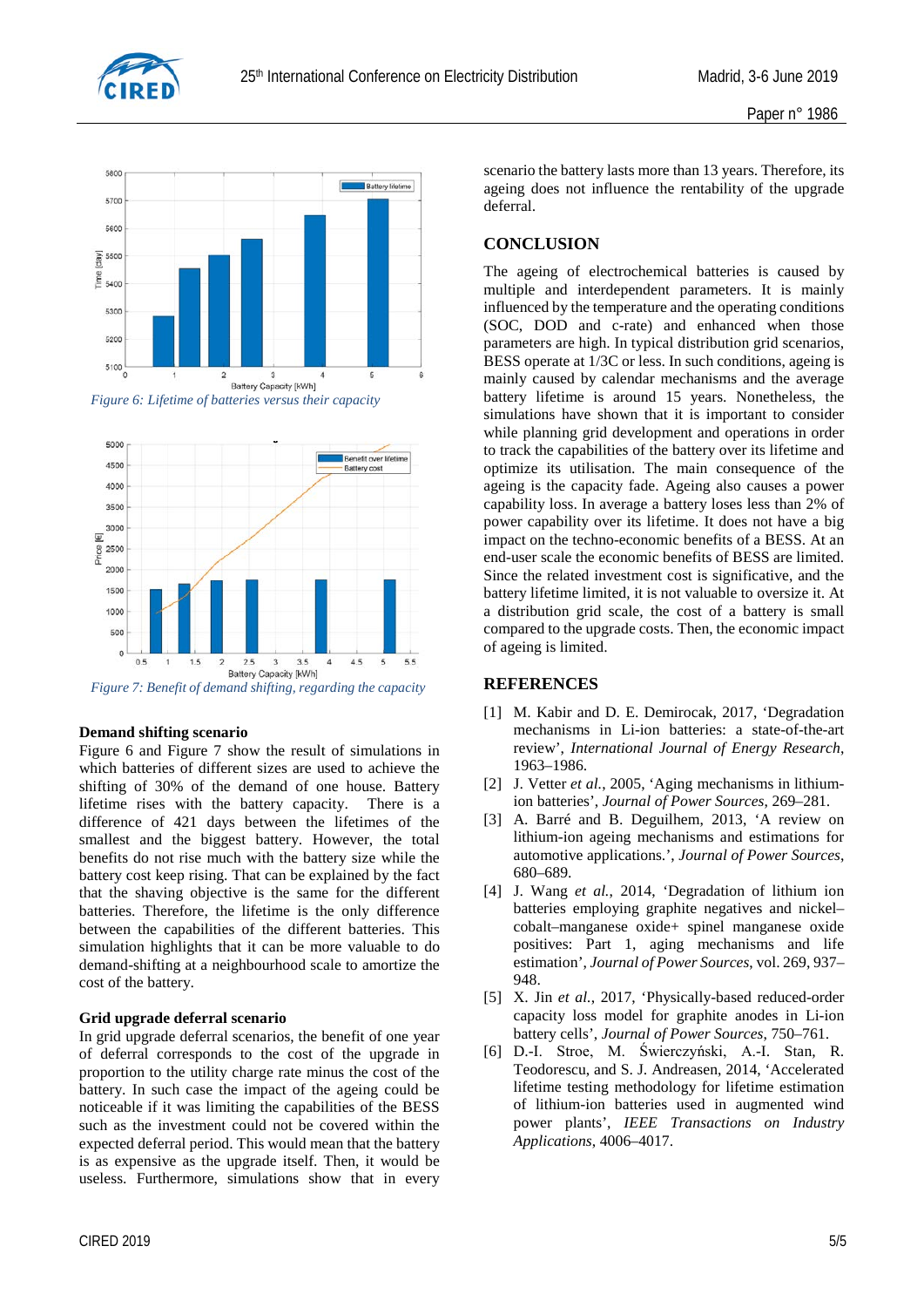5800
5700
5600
5500
5400
5300
5200
5100
Time [day]
Battery lifetime
0 1 2 3 4 5 6
Battery Capacity [kWh]

*Figure 6: Lifetime of batteries versus their capacity*

5000
4500
4000
3500
3000
2500
2000
1500
1000
500
0
Price [€]
Benefit over lifetime
Battery cost
0.5 1 1.5 2 2.5 3 3.5 4 4.5 5 5.5
Battery Capacity [kWh]

*Figure 7: Benefit of demand shifting, regarding the capacity*

**Demand shifting scenario**

Figure 6 and Figure 7 show the result of simulations in which batteries of different sizes are used to achieve the shifting of 30% of the demand of one house. Battery lifetime rises with the battery capacity. There is a difference of 421 days between the lifetimes of the smallest and the biggest battery. However, the total benefits do not rise much with the battery size while the battery cost keep rising. That can be explained by the fact that the shaving objective is the same for the different batteries. Therefore, the lifetime is the only difference between the capabilities of the different batteries. This simulation highlights that it can be more valuable to do demand-shifting at a neighbourhood scale to amortize the cost of the battery.

**Grid upgrade deferral scenario**

In grid upgrade deferral scenarios, the benefit of one year of deferral corresponds to the cost of the upgrade in proportion to the utility charge rate minus the cost of the battery. In such case the impact of the ageing could be noticeable if it was limiting the capabilities of the BESS such as the investment could not be covered within the expected deferral period. This would mean that the battery is as expensive as the upgrade itself. Then, it would be useless. Furthermore, simulations show that in every scenario the battery lasts more than 13 years. Therefore, its ageing does not influence the rentability of the upgrade deferral.

## CONCLUSION

The ageing of electrochemical batteries is caused by multiple and interdependent parameters. It is mainly influenced by the temperature and the operating conditions (SOC, DOD and c-rate) and enhanced when those parameters are high. In typical distribution grid scenarios, BESS operate at 1/3C or less. In such conditions, ageing is mainly caused by calendar mechanisms and the average battery lifetime is around 15 years. Nonetheless, the simulations have shown that it is important to consider while planning grid development and operations in order to track the capabilities of the battery over its lifetime and optimize its utilisation. The main consequence of the ageing is the capacity fade. Ageing also causes a power capability loss. In average a battery loses less than 2% of power capability over its lifetime. It does not have a big impact on the techno-economic benefits of a BESS. At an end-user scale the economic benefits of BESS are limited. Since the related investment cost is significative, and the battery lifetime limited, it is not valuable to oversize it. At a distribution grid scale, the cost of a battery is small compared to the upgrade costs. Then, the economic impact of ageing is limited.

## REFERENCES

[1] M. Kabir and D. E. Demirocak, 2017, 'Degradation mechanisms in Li-ion batteries: a state-of-the-art review', *International Journal of Energy Research*, 1963–1986.

[2] J. Vetter *et al.*, 2005, 'Aging mechanisms in lithium-ion batteries', *Journal of Power Sources*, 269–281.

[3] A. Barré and B. Deguilhem, 2013, 'A review on lithium-ion ageing mechanisms and estimations for automotive applications.', *Journal of Power Sources*, 680–689.

[4] J. Wang *et al.*, 2014, 'Degradation of lithium ion batteries employing graphite negatives and nickel–cobalt–manganese oxide+ spinel manganese oxide positives: Part 1, aging mechanisms and life estimation', *Journal of Power Sources*, vol. 269, 937–948.

[5] X. Jin *et al.*, 2017, 'Physically-based reduced-order capacity loss model for graphite anodes in Li-ion battery cells', *Journal of Power Sources*, 750–761.

[6] D.-I. Stroe, M. Świerczyński, A.-I. Stan, R. Teodorescu, and S. J. Andreasen, 2014, 'Accelerated lifetime testing methodology for lifetime estimation of lithium-ion batteries used in augmented wind power plants', *IEEE Transactions on Industry Applications*, 4006–4017.